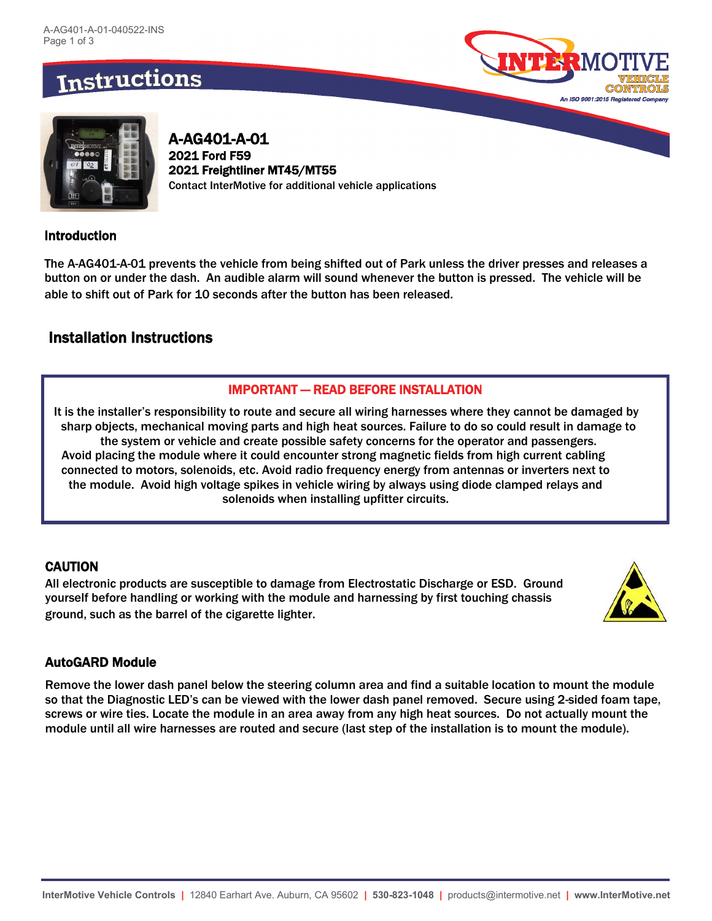# Instructions

## A-AG401-A-01

**2021 Ford F59**

**2021 Freightliner MT45/MT55**

Contact InterMotive for additional vehicle applications

### Introduction

The A-AG401-A-01 prevents the vehicle from being shifted out of Park unless the driver presses and releases a button on or under the dash. An audible alarm will sound whenever the button is pressed. The vehicle will be able to shift out of Park for 10 seconds after the button has been released.

## Installation Instructions

**IMPORTANT — READ BEFORE INSTALLATION**

It is the installer's responsibility to route and secure all wiring harnesses where they cannot be damaged by sharp objects, mechanical moving parts and high heat sources. Failure to do so could result in damage to the system or vehicle and create possible safety concerns for the operator and passengers. Avoid placing the module where it could encounter strong magnetic fields from high current cabling connected to motors, solenoids, etc. Avoid radio frequency energy from antennas or inverters next to the module. Avoid high voltage spikes in vehicle wiring by always using diode clamped relays and solenoids when installing upfitter circuits.

### CAUTION

All electronic products are susceptible to damage from Electrostatic Discharge or ESD. Ground yourself before handling or working with the module and harnessing by first touching chassis ground, such as the barrel of the cigarette lighter.

### AutoGARD Module

Remove the lower dash panel below the steering column area and find a suitable location to mount the module so that the Diagnostic LED's can be viewed with the lower dash panel removed. Secure using 2-sided foam tape, screws or wire ties. Locate the module in an area away from any high heat sources. Do not actually mount the module until all wire harnesses are routed and secure (last step of the installation is to mount the module).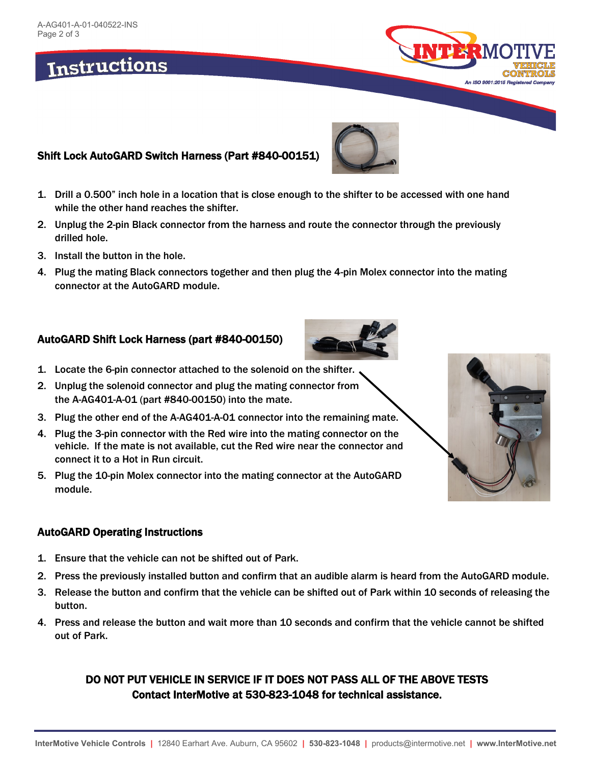# Instructions

### Shift Lock AutoGARD Switch Harness (Part #840-00151)

1. Drill a 0.500" inch hole in a location that is close enough to the shifter to be accessed with one hand while the other hand reaches the shifter.
2. Unplug the 2-pin Black connector from the harness and route the connector through the previously drilled hole.
3. Install the button in the hole.
4. Plug the mating Black connectors together and then plug the 4-pin Molex connector into the mating connector at the AutoGARD module.

### AutoGARD Shift Lock Harness (part #840-00150)

1. Locate the 6-pin connector attached to the solenoid on the shifter.
2. Unplug the solenoid connector and plug the mating connector from the A-AG401-A-01 (part #840-00150) into the mate.
3. Plug the other end of the A-AG401-A-01 connector into the remaining mate.
4. Plug the 3-pin connector with the Red wire into the mating connector on the vehicle. If the mate is not available, cut the Red wire near the connector and connect it to a Hot in Run circuit.
5. Plug the 10-pin Molex connector into the mating connector at the AutoGARD module.

### AutoGARD Operating Instructions

1. Ensure that the vehicle can not be shifted out of Park.
2. Press the previously installed button and confirm that an audible alarm is heard from the AutoGARD module.
3. Release the button and confirm that the vehicle can be shifted out of Park within 10 seconds of releasing the button.
4. Press and release the button and wait more than 10 seconds and confirm that the vehicle cannot be shifted out of Park.

**DO NOT PUT VEHICLE IN SERVICE IF IT DOES NOT PASS ALL OF THE ABOVE TESTS**

**Contact InterMotive at 530-823-1048 for technical assistance.**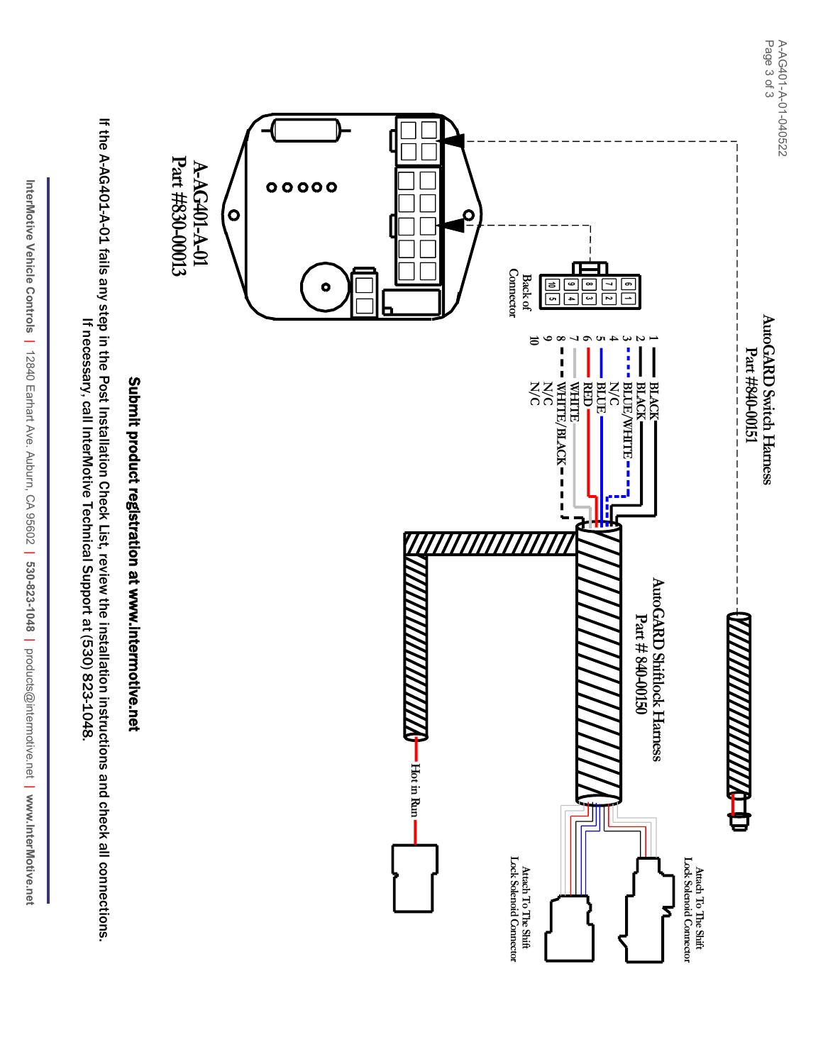AutoGARD Switch Harness
Part #840-00151

Back of Connector

| | |
|---|---|
| 6 | 1 |
| 7 | 2 |
| 8 | 3 |
| 9 | 4 |
| 10 | 5 |

1 BLACK
2 BLACK
3 BLUE/WHITE
4 N/C
5 BLUE
6 RED
7 WHITE
8 WHITE/BLACK
9 N/C
10 N/C

AutoGARD Shiftlock Harness
Part # 840-00150

Attach To The Shift Lock Solenoid Connector

Attach To The Shift Lock Solenoid Connector

Hot in Run

A-AG401-A-01
Part #830-00013

**Submit product registration at www.intermotive.net**

**If the A-AG401-A-01 fails any step in the Post Installation Check List, review the installation instructions and check all connections. If necessary, call InterMotive Technical Support at (530) 823-1048.**